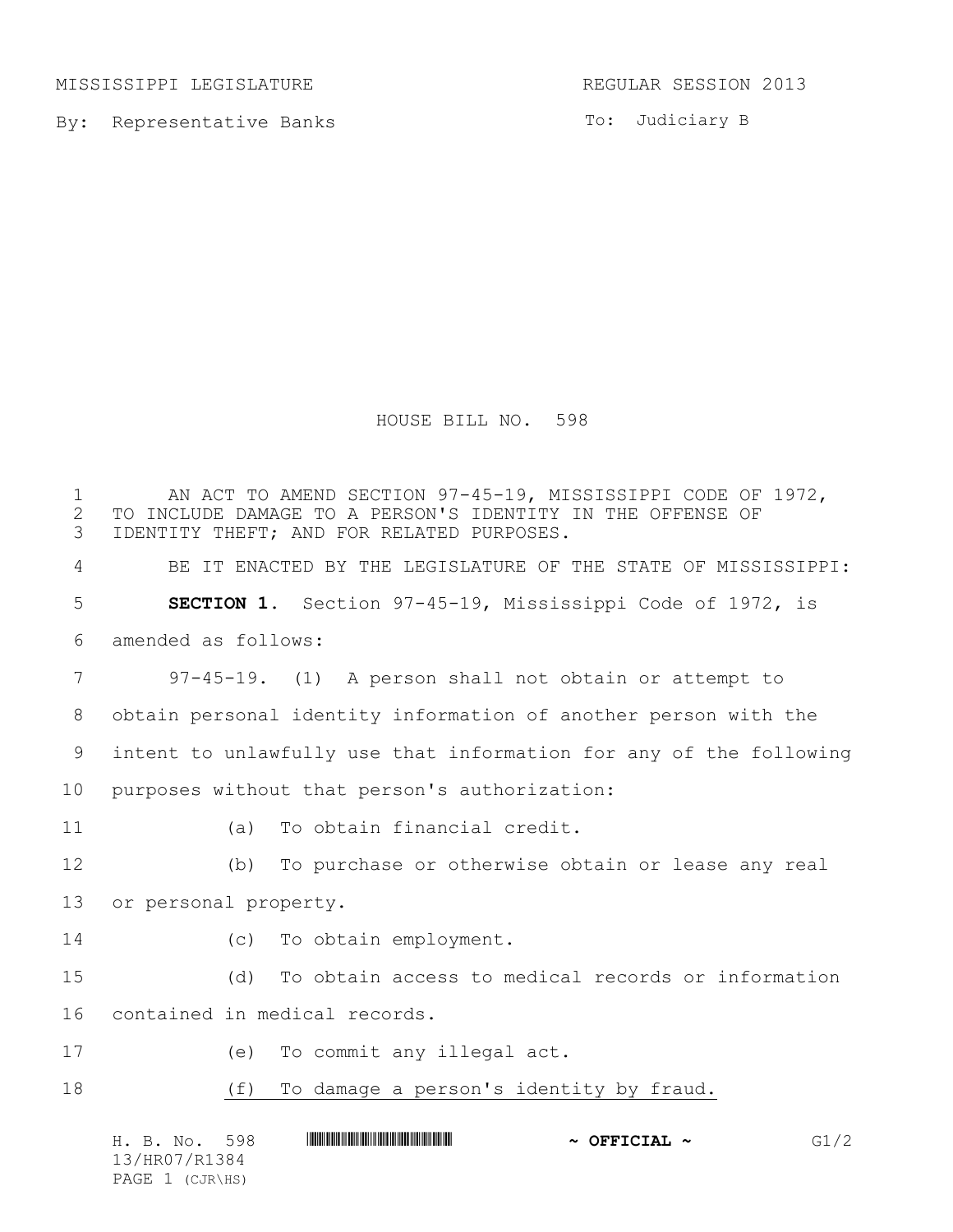MISSISSIPPI LEGISLATURE REGULAR SESSION 2013

By: Representative Banks

To: Judiciary B

# HOUSE BILL NO. 598

AN ACT TO AMEND SECTION 97-45-19, MISSISSIPPI CODE OF 1972, TO INCLUDE DAMAGE TO A PERSON'S IDENTITY IN THE OFFENSE OF IDENTITY THEFT; AND FOR RELATED PURPOSES.

BE IT ENACTED BY THE LEGISLATURE OF THE STATE OF MISSISSIPPI:

**SECTION 1.** Section 97-45-19, Mississippi Code of 1972, is amended as follows:

97-45-19. (1) A person shall not obtain or attempt to obtain personal identity information of another person with the intent to unlawfully use that information for any of the following purposes without that person's authorization:

(a) To obtain financial credit.

(b) To purchase or otherwise obtain or lease any real or personal property.

(c) To obtain employment.

(d) To obtain access to medical records or information contained in medical records.

(e) To commit any illegal act.

<u>(f) To damage a person's identity by fraud.</u>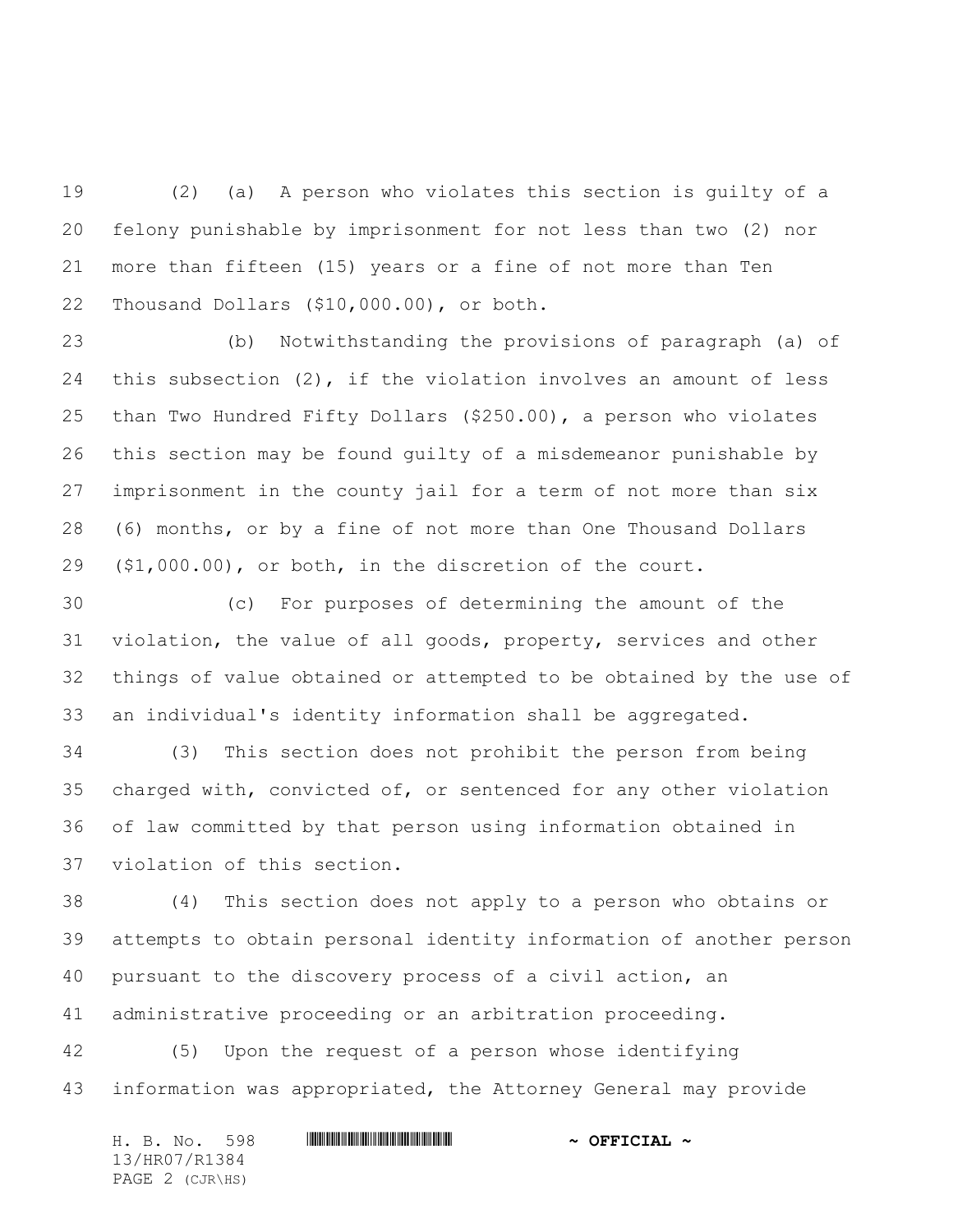(2) (a) A person who violates this section is guilty of a felony punishable by imprisonment for not less than two (2) nor more than fifteen (15) years or a fine of not more than Ten Thousand Dollars ($10,000.00), or both.

(b) Notwithstanding the provisions of paragraph (a) of this subsection (2), if the violation involves an amount of less than Two Hundred Fifty Dollars ($250.00), a person who violates this section may be found guilty of a misdemeanor punishable by imprisonment in the county jail for a term of not more than six (6) months, or by a fine of not more than One Thousand Dollars ($1,000.00), or both, in the discretion of the court.

(c) For purposes of determining the amount of the violation, the value of all goods, property, services and other things of value obtained or attempted to be obtained by the use of an individual's identity information shall be aggregated.

(3) This section does not prohibit the person from being charged with, convicted of, or sentenced for any other violation of law committed by that person using information obtained in violation of this section.

(4) This section does not apply to a person who obtains or attempts to obtain personal identity information of another person pursuant to the discovery process of a civil action, an administrative proceeding or an arbitration proceeding.

(5) Upon the request of a person whose identifying information was appropriated, the Attorney General may provide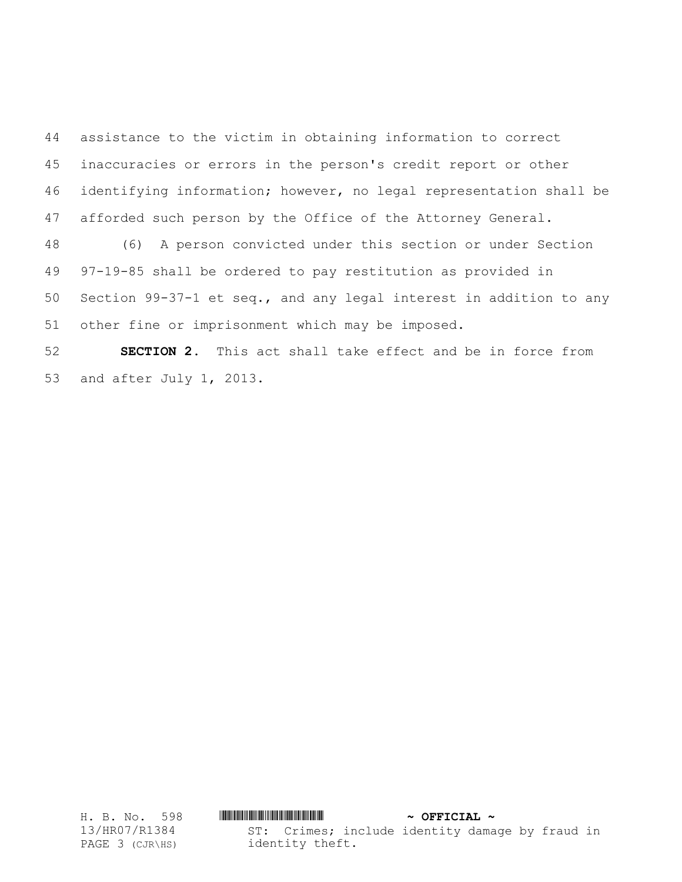assistance to the victim in obtaining information to correct inaccuracies or errors in the person's credit report or other identifying information; however, no legal representation shall be afforded such person by the Office of the Attorney General.

(6) A person convicted under this section or under Section 97-19-85 shall be ordered to pay restitution as provided in Section 99-37-1 et seq., and any legal interest in addition to any other fine or imprisonment which may be imposed.

**SECTION 2.** This act shall take effect and be in force from and after July 1, 2013.

ST: Crimes; include identity damage by fraud in identity theft.